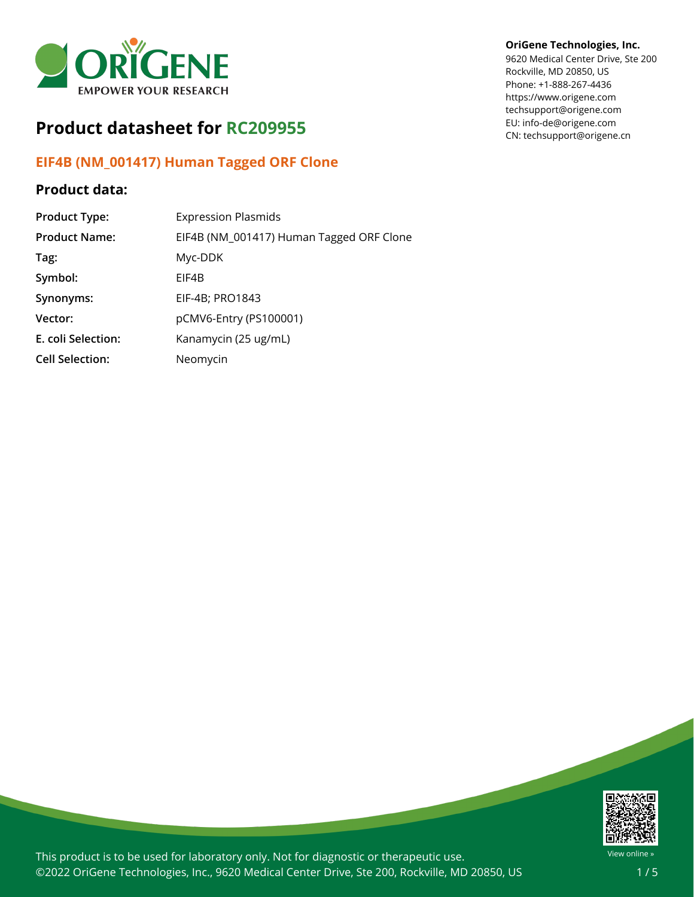OriGene Technologies, Inc.
9620 Medical Center Drive, Ste 200
Rockville, MD 20850, US
Phone: +1-888-267-4436
https://www.origene.com
techsupport@origene.com
EU: info-de@origene.com
CN: techsupport@origene.cn

# Product datasheet for RC209955

## EIF4B (NM_001417) Human Tagged ORF Clone

### Product data:

| | |
|---|---|
| **Product Type:** | Expression Plasmids |
| **Product Name:** | EIF4B (NM_001417) Human Tagged ORF Clone |
| **Tag:** | Myc-DDK |
| **Symbol:** | EIF4B |
| **Synonyms:** | EIF-4B; PRO1843 |
| **Vector:** | pCMV6-Entry (PS100001) |
| **E. coli Selection:** | Kanamycin (25 ug/mL) |
| **Cell Selection:** | Neomycin |

This product is to be used for laboratory only. Not for diagnostic or therapeutic use.
©2022 OriGene Technologies, Inc., 9620 Medical Center Drive, Ste 200, Rockville, MD 20850, US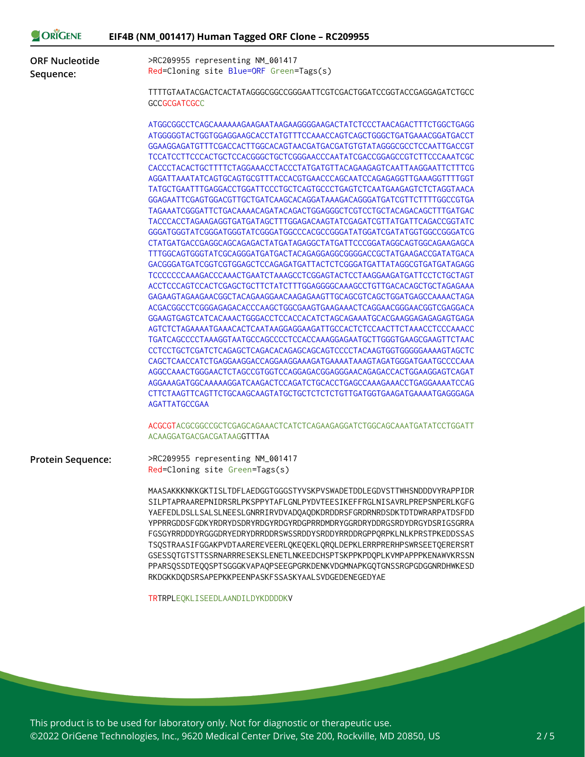**ORF Nucleotide Sequence:**

```
>RC209955 representing NM_001417
Red=Cloning site Blue=ORF Green=Tags(s)

TTTTGTAATACGACTCACTATAGGGCGGCCGGGAATTCGTCGACTGGATCCGGTACCGAGGAGATCTGCC
GCCGCGATCGCC

ATGGCGGCCTCAGCAAAAAAGAAGAATAAGAAGGGGAAGACTATCTCCCTAACAGACTTTCTGGCTGAGG
ATGGGGGTACTGGTGGAGGAAGCACCTATGTTTCCAAACCAGTCAGCTGGGCTGATGAAACGGATGACCT
GGAAGGAGATGTTTCGACCACTTGGCACAGTAACGATGACGATGTGTATAGGGCGCCTCCAATTGACCGT
TCCATCCTTCCCACTGCTCCACGGGCTGCTCGGGAACCCAATATCGACCGGAGCCGTCTTCCCAAATCGC
CACCCTACACTGCTTTTCTAGGAAACCTACCCTATGATGTTACAGAAGAGTCAATTAAGGAATTCTTTCG
AGGATTAAATATCAGTGCAGTGCGTTTACCACGTGAACCCAGCAATCCAGAGAGGTTGAAAGGTTTTGGT
TATGCTGAATTTGAGGACCTGGATTCCCTGCTCAGTGCCCTGAGTCTCAATGAAGAGTCTCTAGGTAACA
GGAGAATTCGAGTGGACGTTGCTGATCAAGCACAGGATAAAGACAGGGATGATCGTTCTTTTGGCCGTGA
TAGAAATCGGGATTCTGACAAAACAGATACAGACTGGAGGGCTCGTCCTGCTACAGACAGCTTTGATGAC
TACCCACCTAGAAGAGGTGATGATAGCTTTGGAGACAAGTATCGAGATCGTTATGATTCAGACCGGTATC
GGGATGGGTATCGGGATGGGTATCGGGATGGCCCACGCCGGGATATGGATCGATATGGTGGCCGGGATCG
CTATGATGACCGAGGCAGCAGAGACTATGATAGAGGCTATGATTCCCGGATAGGCAGTGGCAGAAGAGCA
TTTGGCAGTGGGTATCGCAGGGATGATGACTACAGAGGAGGCGGGGACCGCTATGAAGACCGATATGACA
GACGGGATGATCGGTCGTGGAGCTCCAGAGATGATTACTCTCGGGATGATTATAGGCGTGATGATAGAGG
TCCCCCCCAAAGACCCAAACTGAATCTAAAGCCTCGGAGTACTCCTAAGGAAGATGATTCCTCTGCTAGT
ACCTCCCAGTCCACTCGAGCTGCTTCTATCTTTGGAGGGGCAAAGCCTGTTGACACAGCTGCTAGAGAAA
GAGAAGTAGAAGAACGGCTACAGAAGGAACAAGAGAAGTTGCAGCGTCAGCTGGATGAGCCAAAACTAGA
ACGACGGCCTCGGGAGAGACACCCAAGCTGGCGAAGTGAAGAAACTCAGGAACGGGAACGGTCGAGGACA
GGAAGTGAGTCATCACAAACTGGGACCTCCACCACATCTAGCAGAAATGCACGAAGGAGAGAGAGTGAGA
AGTCTCTAGAAAATGAAACACTCAATAAGGAGGAAGATTGCCACTCTCCAACTTCTAAACCTCCCAAACC
TGATCAGCCCCTAAAGGTAATGCCAGCCCCTCCACCAAAGGAGAATGCTTGGGTGAAGCGAAGTTCTAAC
CCTCCTGCTCGATCTCAGAGCTCAGACACAGAGCAGCAGTCCCCTACAAGTGGTGGGGGAAAAGTAGCTC
CAGCTCAACCATCTGAGGAAGGACCAGGAAGGAAAGATGAAAATAAAGTAGATGGGATGAATGCCCCAAA
AGGCCAAACTGGGAACTCTAGCCGTGGTCCAGGAGACGGAGGGAACAGAGACCACTGGAAGGAGTCAGAT
AGGAAAGATGGCAAAAAGGATCAAGACTCCAGATCTGCACCTGAGCCAAAGAAACCTGAGGAAAATCCAG
CTTCTAAGTTCAGTTCTGCAAGCAAGTATGCTGCTCTCTCTGTTGATGGTGAAGATGAAAATGAGGGAGA
AGATTATGCCGAA

ACGCGTACGCGGCCGCTCGAGCAGAAACTCATCTCAGAAGAGGATCTGGCAGCAAATGATATCCTGGATT
ACAAGGATGACGACGATAAGGTTTAA
```

**Protein Sequence:**

```
>RC209955 representing NM_001417
Red=Cloning site Green=Tags(s)

MAASAKKKNKKGKTISLTDFLAEDGGTGGGSTYVSKPVSWADETDDLEGDVSTTWHSNDDDVYRAPPIDR
SILPTAPRAAREPNIDRSRLPKSPPYTAFLGNLPYDVTEESIKEFFRGLNISAVRLPREPSNPERLKGFG
YAEFEDLDSLLSALSLNEESLGNRRIRVDVADQAQDKDRDDRSFGRDRNRDSDKTDTDWRARPATDSFDD
YPPRRGDDSFGDKYRDRYDSDRYRDGYRDGYRDGPRRDMDRYGGRDRYDDRGSRDYDRGYDSRIGSGRRA
FGSGYRRDDDYRGGGDRYEDRYDRRDDRSWSSRDDYSRDDYRRDDRGPPQRPKLNLKPRSTPKEDDSSAS
TSQSTRAASIFGGAKPVDTAAREREVEERLQKEQEKLQRQLDEPKLERRPRERHPSWRSEETQERERSRT
GSESSQTGTSTTSSRNARRRESEKSLENETLNKEEDCHSPTSKPPKPDQPLKVMPAPPPKENAWVKRSSN
PPARSQSSDTEQQSPTSGGGKVAPAQPSEEGPGRKDENKVDGMNAPKGQTGNSSRGPGDGGNRDHWKESD
RKDGKKDQDSRSAPEPKKPEENPASKFSSASKYAALSVDGEDENEGEDYAE

TRTRPLEQKLISEEDLAANDILDYKDDDDKV
```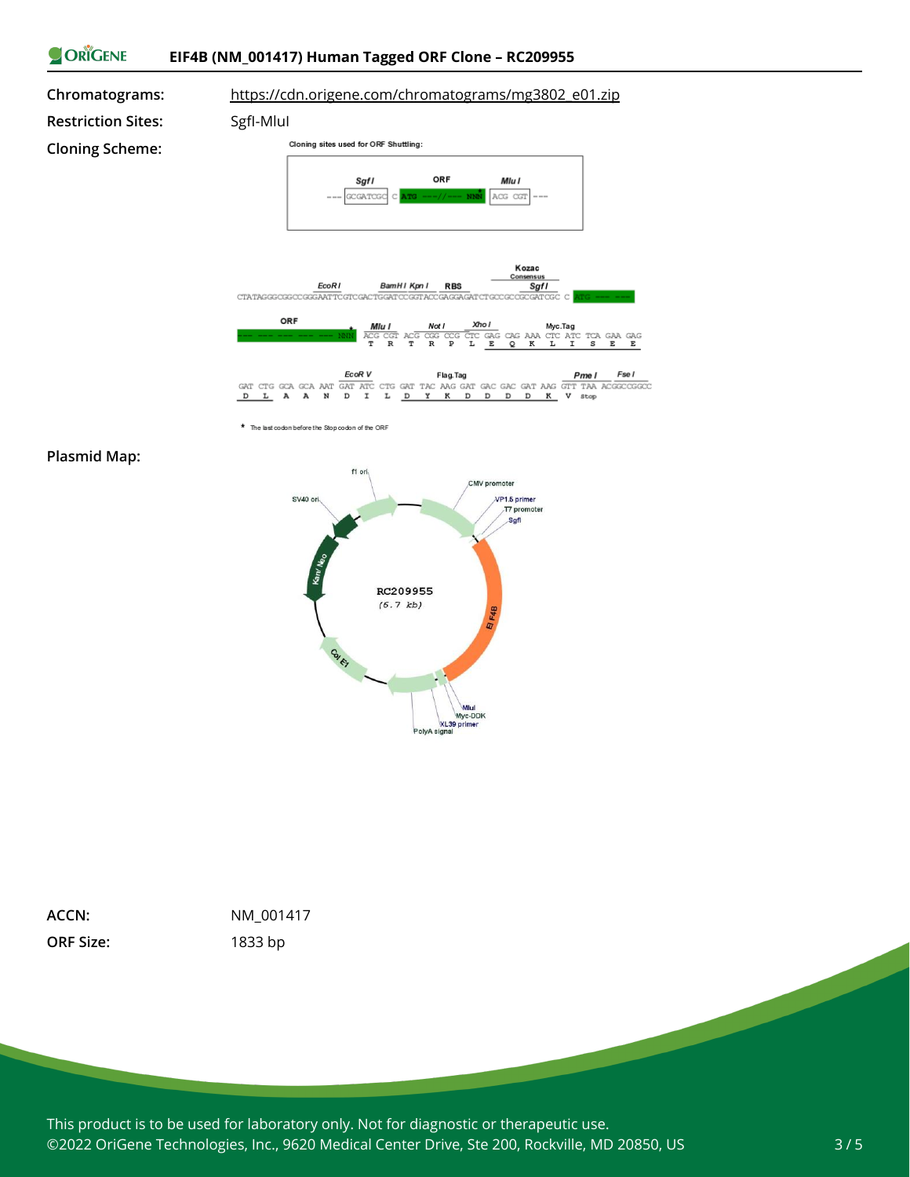**Chromatograms:** https://cdn.origene.com/chromatograms/mg3802_e01.zip

**Restriction Sites:** SgfI-MluI

**Cloning Scheme:**

Cloning sites used for ORF Shuttling:

```
          SgfI                 ORF                MluI
--- GCGATCGC C  ATG ---//--- NNN*   ACG CGT ---
```

```
                     EcoRI          BamHI KpnI   RBS               Kozac Consensus  SgfI
CTATAGGGCGGCCGGGAATTCGTCGACTGGATCCGGTACCGAGGAGATCTGCCGCCGCGATCGC C ATG --- ---

ORF                                   MluI      NotI      XhoI               Myc.Tag
--- --- --- --- --- --- NNN*   ACG CGT ACG CGG CCG CTC GAG CAG AAA CTC ATC TCA GAA GAG
                                T   R   T   R   P   L   E   Q   K   L   I   S   E   E

                     EcoR V             Flag.Tag                         PmeI    FseI
GAT CTG GCA GCA AAT GAT ATC CTG GAT TAC AAG GAT GAC GAC GAT AAG GTT TAA ACGGCCGGCC
 D   L   A   A   N   D   I   L   D   Y   K   D   D   D   D   K   V  stop
```

\* The last codon before the Stop codon of the ORF

**Plasmid Map:**

RC209955 (6.7 kb)

Labels: f1 ori, CMV promoter, VP1.5 primer, T7 promoter, SgfI, EIF4B, MluI, Myc-DDK, XL39 primer, PolyA signal, Col E1, Kan/ Neo, SV40 ori

**ACCN:** NM_001417

**ORF Size:** 1833 bp

This product is to be used for laboratory only. Not for diagnostic or therapeutic use.
©2022 OriGene Technologies, Inc., 9620 Medical Center Drive, Ste 200, Rockville, MD 20850, US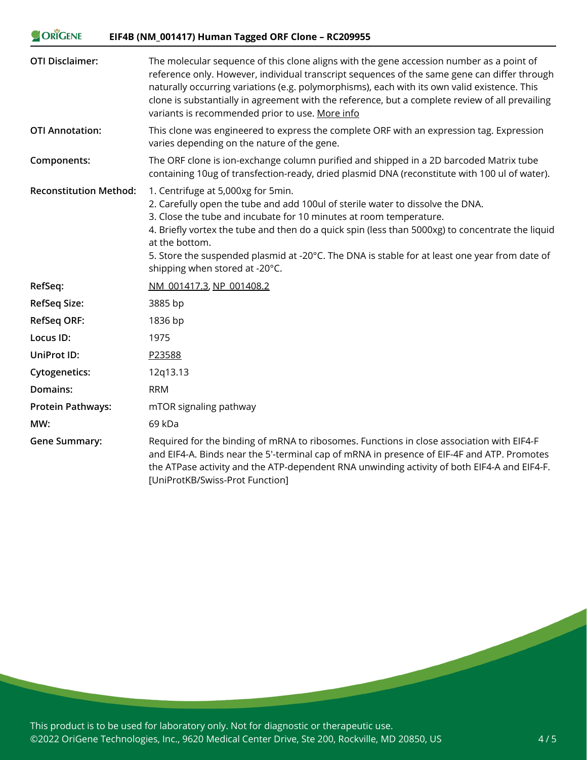| | |
|---|---|
| **OTI Disclaimer:** | The molecular sequence of this clone aligns with the gene accession number as a point of reference only. However, individual transcript sequences of the same gene can differ through naturally occurring variations (e.g. polymorphisms), each with its own valid existence. This clone is substantially in agreement with the reference, but a complete review of all prevailing variants is recommended prior to use. More info |
| **OTI Annotation:** | This clone was engineered to express the complete ORF with an expression tag. Expression varies depending on the nature of the gene. |
| **Components:** | The ORF clone is ion-exchange column purified and shipped in a 2D barcoded Matrix tube containing 10ug of transfection-ready, dried plasmid DNA (reconstitute with 100 ul of water). |
| **Reconstitution Method:** | 1. Centrifuge at 5,000xg for 5min.<br>2. Carefully open the tube and add 100ul of sterile water to dissolve the DNA.<br>3. Close the tube and incubate for 10 minutes at room temperature.<br>4. Briefly vortex the tube and then do a quick spin (less than 5000xg) to concentrate the liquid at the bottom.<br>5. Store the suspended plasmid at -20°C. The DNA is stable for at least one year from date of shipping when stored at -20°C. |
| **RefSeq:** | NM_001417.3, NP_001408.2 |
| **RefSeq Size:** | 3885 bp |
| **RefSeq ORF:** | 1836 bp |
| **Locus ID:** | 1975 |
| **UniProt ID:** | P23588 |
| **Cytogenetics:** | 12q13.13 |
| **Domains:** | RRM |
| **Protein Pathways:** | mTOR signaling pathway |
| **MW:** | 69 kDa |
| **Gene Summary:** | Required for the binding of mRNA to ribosomes. Functions in close association with EIF4-F and EIF4-A. Binds near the 5'-terminal cap of mRNA in presence of EIF-4F and ATP. Promotes the ATPase activity and the ATP-dependent RNA unwinding activity of both EIF4-A and EIF4-F. [UniProtKB/Swiss-Prot Function] |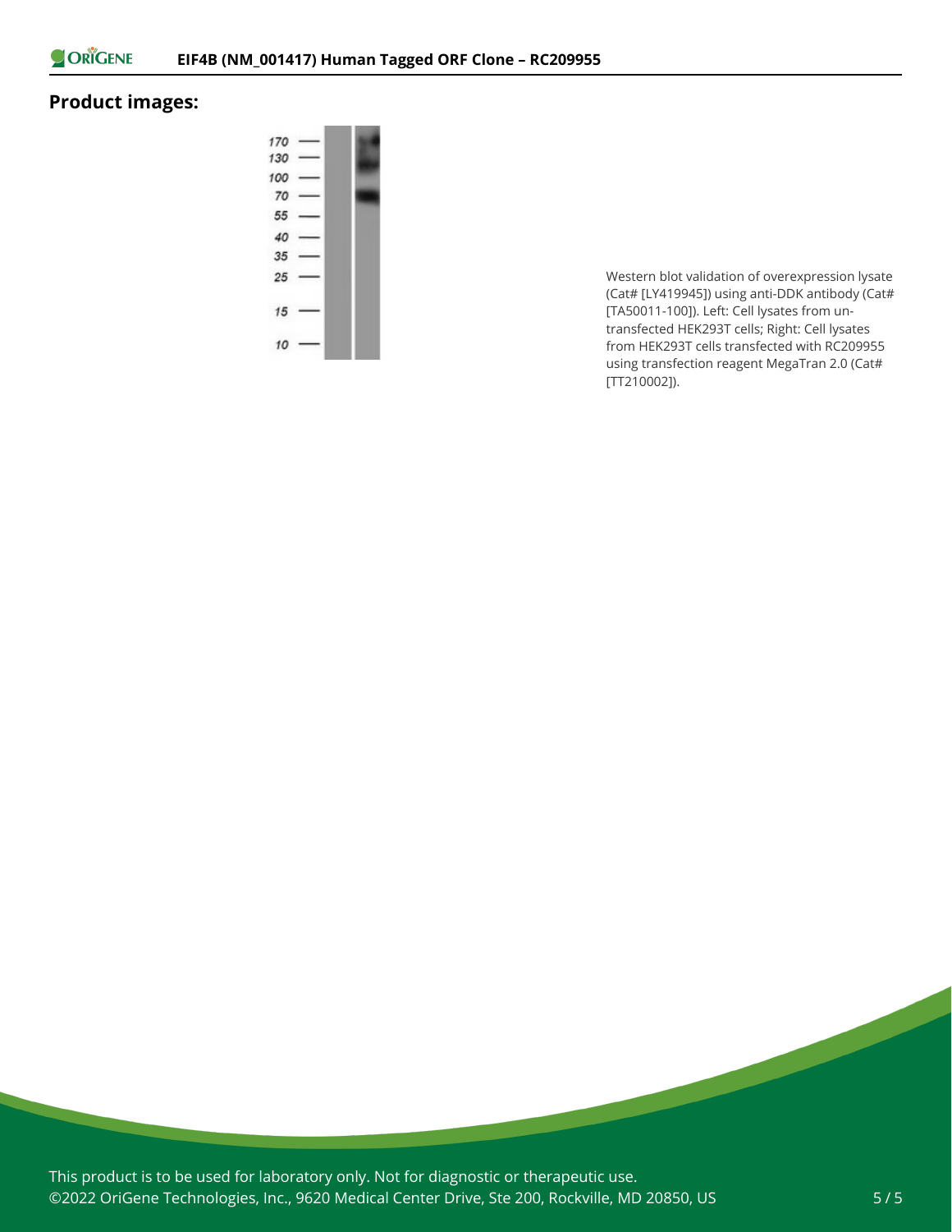## Product images:

170
130
100
70
55
40
35
25
15
10

Western blot validation of overexpression lysate (Cat# [LY419945]) using anti-DDK antibody (Cat# [TA50011-100]). Left: Cell lysates from un-transfected HEK293T cells; Right: Cell lysates from HEK293T cells transfected with RC209955 using transfection reagent MegaTran 2.0 (Cat# [TT210002]).

This product is to be used for laboratory only. Not for diagnostic or therapeutic use.
©2022 OriGene Technologies, Inc., 9620 Medical Center Drive, Ste 200, Rockville, MD 20850, US